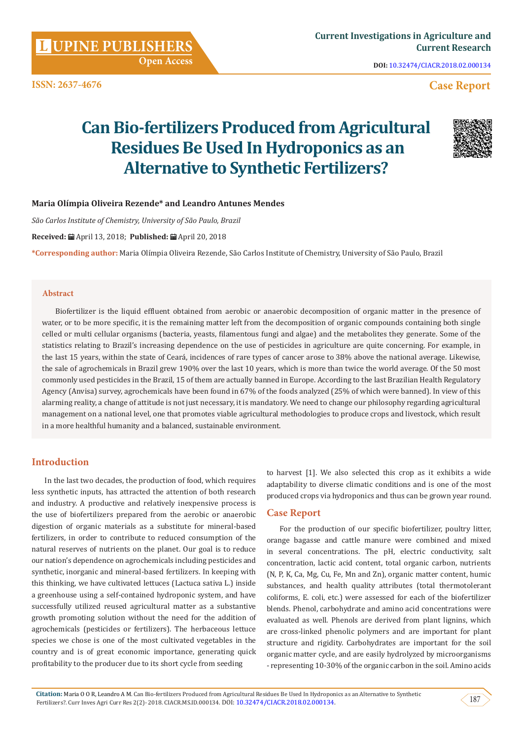# Can Bio-fertilizers Produced from Agricultural Residues Be Used In Hydroponics as an Alternative to Synthetic Fertilizers?

**Maria Olímpia Oliveira Rezende* and Leandro Antunes Mendes**

*São Carlos Institute of Chemistry, University of São Paulo, Brazil*

**Received:** April 13, 2018; **Published:** April 20, 2018

***Corresponding author:** Maria Olímpia Oliveira Rezende, São Carlos Institute of Chemistry, University of São Paulo, Brazil

## Abstract

Biofertilizer is the liquid effluent obtained from aerobic or anaerobic decomposition of organic matter in the presence of water, or to be more specific, it is the remaining matter left from the decomposition of organic compounds containing both single celled or multi cellular organisms (bacteria, yeasts, filamentous fungi and algae) and the metabolites they generate. Some of the statistics relating to Brazil's increasing dependence on the use of pesticides in agriculture are quite concerning. For example, in the last 15 years, within the state of Ceará, incidences of rare types of cancer arose to 38% above the national average. Likewise, the sale of agrochemicals in Brazil grew 190% over the last 10 years, which is more than twice the world average. Of the 50 most commonly used pesticides in the Brazil, 15 of them are actually banned in Europe. According to the last Brazilian Health Regulatory Agency (Anvisa) survey, agrochemicals have been found in 67% of the foods analyzed (25% of which were banned). In view of this alarming reality, a change of attitude is not just necessary, it is mandatory. We need to change our philosophy regarding agricultural management on a national level, one that promotes viable agricultural methodologies to produce crops and livestock, which result in a more healthful humanity and a balanced, sustainable environment.

## Introduction

In the last two decades, the production of food, which requires less synthetic inputs, has attracted the attention of both research and industry. A productive and relatively inexpensive process is the use of biofertilizers prepared from the aerobic or anaerobic digestion of organic materials as a substitute for mineral-based fertilizers, in order to contribute to reduced consumption of the natural reserves of nutrients on the planet. Our goal is to reduce our nation's dependence on agrochemicals including pesticides and synthetic, inorganic and mineral-based fertilizers. In keeping with this thinking, we have cultivated lettuces (Lactuca sativa L.) inside a greenhouse using a self-contained hydroponic system, and have successfully utilized reused agricultural matter as a substantive growth promoting solution without the need for the addition of agrochemicals (pesticides or fertilizers). The herbaceous lettuce species we chose is one of the most cultivated vegetables in the country and is of great economic importance, generating quick profitability to the producer due to its short cycle from seeding to harvest [1]. We also selected this crop as it exhibits a wide adaptability to diverse climatic conditions and is one of the most produced crops via hydroponics and thus can be grown year round.

## Case Report

For the production of our specific biofertilizer, poultry litter, orange bagasse and cattle manure were combined and mixed in several concentrations. The pH, electric conductivity, salt concentration, lactic acid content, total organic carbon, nutrients (N, P, K, Ca, Mg, Cu, Fe, Mn and Zn), organic matter content, humic substances, and health quality attributes (total thermotolerant coliforms, E. coli, etc.) were assessed for each of the biofertilizer blends. Phenol, carbohydrate and amino acid concentrations were evaluated as well. Phenols are derived from plant lignins, which are cross-linked phenolic polymers and are important for plant structure and rigidity. Carbohydrates are important for the soil organic matter cycle, and are easily hydrolyzed by microorganisms - representing 10-30% of the organic carbon in the soil. Amino acids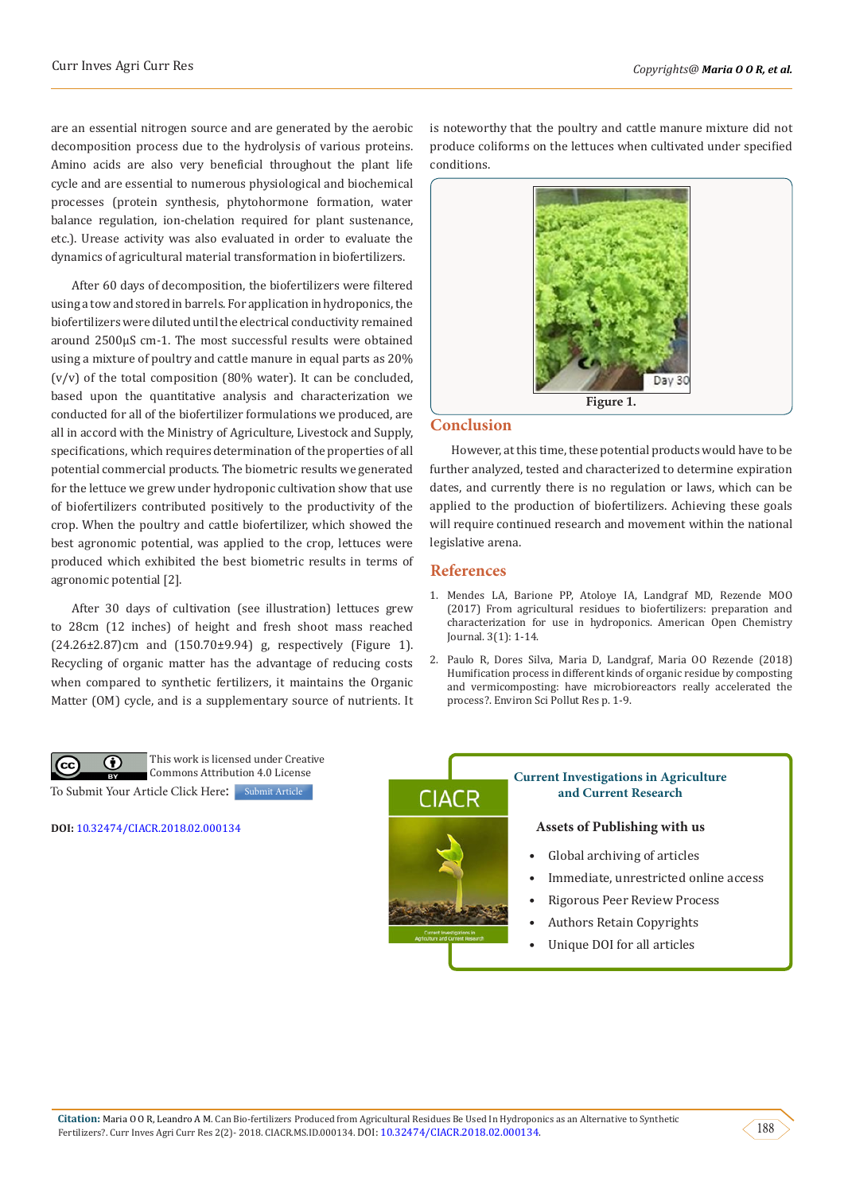are an essential nitrogen source and are generated by the aerobic decomposition process due to the hydrolysis of various proteins. Amino acids are also very beneficial throughout the plant life cycle and are essential to numerous physiological and biochemical processes (protein synthesis, phytohormone formation, water balance regulation, ion-chelation required for plant sustenance, etc.). Urease activity was also evaluated in order to evaluate the dynamics of agricultural material transformation in biofertilizers.

After 60 days of decomposition, the biofertilizers were filtered using a tow and stored in barrels. For application in hydroponics, the biofertilizers were diluted until the electrical conductivity remained around 2500µS cm-1. The most successful results were obtained using a mixture of poultry and cattle manure in equal parts as 20% (v/v) of the total composition (80% water). It can be concluded, based upon the quantitative analysis and characterization we conducted for all of the biofertilizer formulations we produced, are all in accord with the Ministry of Agriculture, Livestock and Supply, specifications, which requires determination of the properties of all potential commercial products. The biometric results we generated for the lettuce we grew under hydroponic cultivation show that use of biofertilizers contributed positively to the productivity of the crop. When the poultry and cattle biofertilizer, which showed the best agronomic potential, was applied to the crop, lettuces were produced which exhibited the best biometric results in terms of agronomic potential [2].

After 30 days of cultivation (see illustration) lettuces grew to 28cm (12 inches) of height and fresh shoot mass reached (24.26±2.87)cm and (150.70±9.94) g, respectively (Figure 1). Recycling of organic matter has the advantage of reducing costs when compared to synthetic fertilizers, it maintains the Organic Matter (OM) cycle, and is a supplementary source of nutrients. It is noteworthy that the poultry and cattle manure mixture did not produce coliforms on the lettuces when cultivated under specified conditions.

Day 30

Figure 1.

## Conclusion

However, at this time, these potential products would have to be further analyzed, tested and characterized to determine expiration dates, and currently there is no regulation or laws, which can be applied to the production of biofertilizers. Achieving these goals will require continued research and movement within the national legislative arena.

## References

1. Mendes LA, Barione PP, Atoloye IA, Landgraf MD, Rezende MOO (2017) From agricultural residues to biofertilizers: preparation and characterization for use in hydroponics. American Open Chemistry Journal. 3(1): 1-14.
2. Paulo R, Dores Silva, Maria D, Landgraf, Maria OO Rezende (2018) Humification process in different kinds of organic residue by composting and vermicomposting: have microbioreactors really accelerated the process?. Environ Sci Pollut Res p. 1-9.

This work is licensed under Creative Commons Attribution 4.0 License

To Submit Your Article Click Here: Submit Article

**DOI:** 10.32474/CIACR.2018.02.000134

**Current Investigations in Agriculture and Current Research**

**Assets of Publishing with us**

- Global archiving of articles
- Immediate, unrestricted online access
- Rigorous Peer Review Process
- Authors Retain Copyrights
- Unique DOI for all articles

**Citation:** Maria O O R, Leandro A M. Can Bio-fertilizers Produced from Agricultural Residues Be Used In Hydroponics as an Alternative to Synthetic Fertilizers?. Curr Inves Agri Curr Res 2(2)- 2018. CIACR.MS.ID.000134. DOI: 10.32474/CIACR.2018.02.000134.